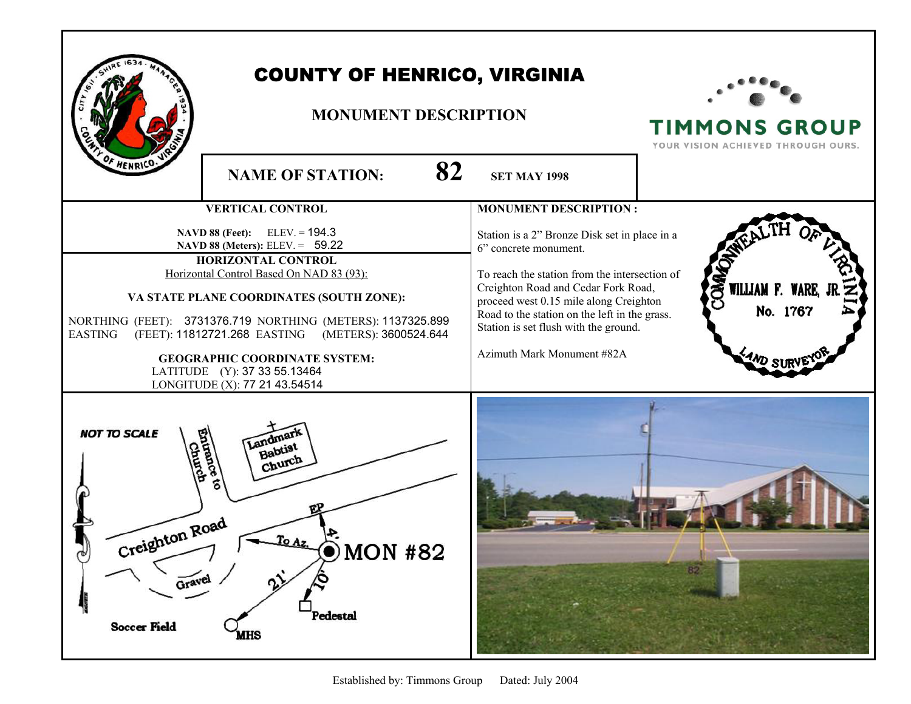# COUNTY OF HENRICO, VIRGINIA

## MONUMENT DESCRIPTION

TIMMONS GROUP
YOUR VISION ACHIEVED THROUGH OURS.

**NAME OF STATION:** **82** **SET MAY 1998**

### VERTICAL CONTROL

**NAVD 88 (Feet):** ELEV. = 194.3
**NAVD 88 (Meters):** ELEV. = 59.22

### HORIZONTAL CONTROL

Horizontal Control Based On NAD 83 (93):

**VA STATE PLANE COORDINATES (SOUTH ZONE):**

NORTHING (FEET): 3731376.719 NORTHING (METERS): 1137325.899
EASTING (FEET): 11812721.268 EASTING (METERS): 3600524.644

**GEOGRAPHIC COORDINATE SYSTEM:**

LATITUDE (Y): 37 33 55.13464
LONGITUDE (X): 77 21 43.54514

### MONUMENT DESCRIPTION :

Station is a 2" Bronze Disk set in place in a 6" concrete monument.

To reach the station from the intersection of Creighton Road and Cedar Fork Road, proceed west 0.15 mile along Creighton Road to the station on the left in the grass. Station is set flush with the ground.

Azimuth Mark Monument #82A

COMMONWEALTH OF VIRGINIA
WILLIAM F. WARE, JR.
No. 1767
LAND SURVEYOR

NOT TO SCALE

Entrance to Church
Landmark Babtist Church
Creighton Road
EP
4'
To Az.
MON #82
Gravel
21'
10'
Pedestal
Soccer Field
MHS

Established by: Timmons Group Dated: July 2004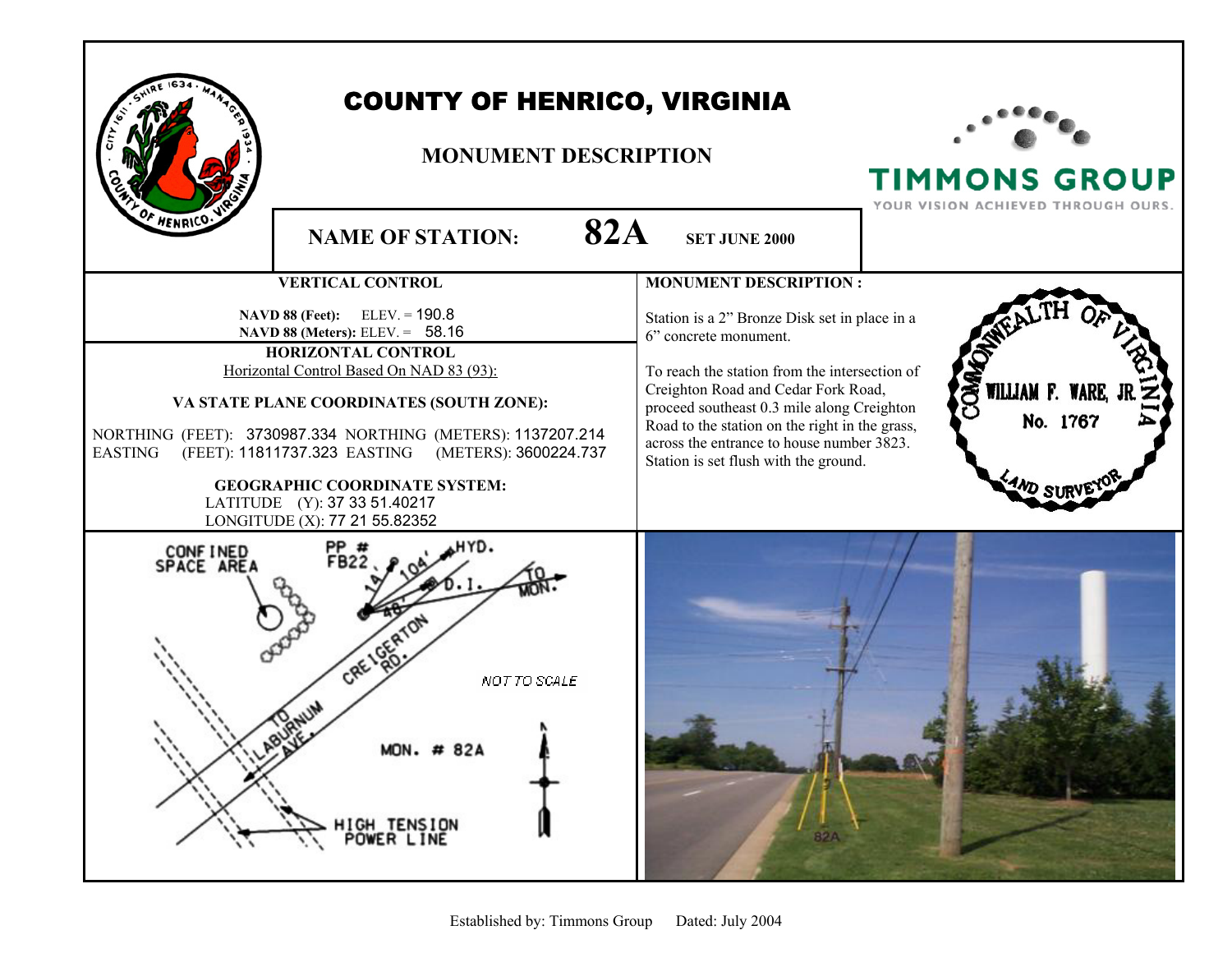# COUNTY OF HENRICO, VIRGINIA

## MONUMENT DESCRIPTION

TIMMONS GROUP
YOUR VISION ACHIEVED THROUGH OURS.

**NAME OF STATION:** **82A** **SET JUNE 2000**

### VERTICAL CONTROL

**NAVD 88 (Feet):** ELEV. = 190.8
**NAVD 88 (Meters):** ELEV. = 58.16

### HORIZONTAL CONTROL

Horizontal Control Based On NAD 83 (93):

**VA STATE PLANE COORDINATES (SOUTH ZONE):**

NORTHING (FEET): 3730987.334 NORTHING (METERS): 1137207.214
EASTING (FEET): 11811737.323 EASTING (METERS): 3600224.737

**GEOGRAPHIC COORDINATE SYSTEM:**

LATITUDE (Y): 37 33 51.40217
LONGITUDE (X): 77 21 55.82352

### MONUMENT DESCRIPTION :

Station is a 2" Bronze Disk set in place in a 6" concrete monument.

To reach the station from the intersection of Creighton Road and Cedar Fork Road, proceed southeast 0.3 mile along Creighton Road to the station on the right in the grass, across the entrance to house number 3823. Station is set flush with the ground.

COMMONWEALTH OF VIRGINIA
WILLIAM F. WARE, JR.
No. 1767
LAND SURVEYOR

CONFINED SPACE AREA
PP # FB22
14'
104'
HYD.
D.I.
48'
TO MON.
CREIGERTON RD.
NOT TO SCALE
TO LABURNUM AVE.
MON. # 82A
HIGH TENSION POWER LINE

82A

Established by: Timmons Group Dated: July 2004